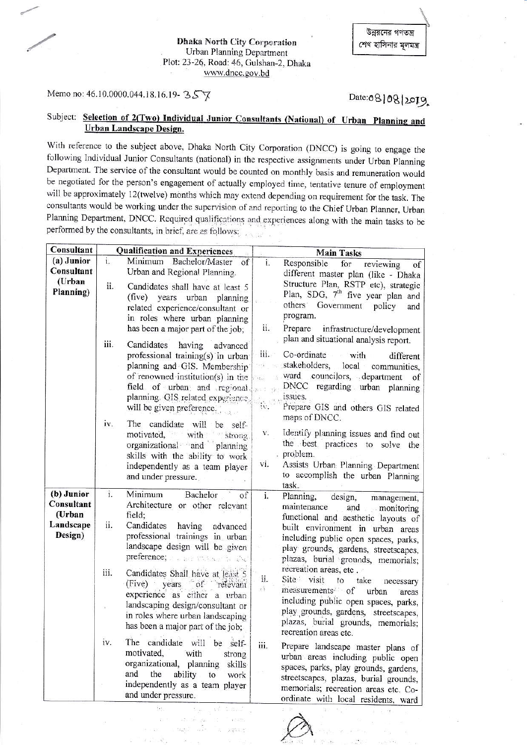উন্নয়নের গণতন্ত্র
শেখ হাসিনার মূলমন্ত্র

**Dhaka North City Corporation**
Urban Planning Department
Plot: 23-26, Road: 46, Gulshan-2, Dhaka
www.dncc.gov.bd

Memo no: 46.10.0000.044.18.16.19- 357

Date: 08/08/2019.

Subject: **Selection of 2(Two) Individual Junior Consultants (National) of Urban Planning and Urban Landscape Design.**

With reference to the subject above, Dhaka North City Corporation (DNCC) is going to engage the following Individual Junior Consultants (national) in the respective assignments under Urban Planning Department. The service of the consultant would be counted on monthly basis and remuneration would be negotiated for the person's engagement of actually employed time, tentative tenure of employment will be approximately 12(twelve) months which may extend depending on requirement for the task. The consultants would be working under the supervision of and reporting to the Chief Urban Planner, Urban Planning Department, DNCC. Required qualifications and experiences along with the main tasks to be performed by the consultants, in brief, are as follows:

| Consultant | Qualification and Experiences | Main Tasks |
|---|---|---|
| (a) Junior Consultant (Urban Planning) | i. Minimum Bachelor/Master of Urban and Regional Planning.<br>ii. Candidates shall have at least 5 (five) years urban planning related experience/consultant or in roles where urban planning has been a major part of the job;<br>iii. Candidates having advanced professional training(s) in urban planning and GIS. Membership of renowned institution(s) in the field of urban and regional planning. GIS related experience will be given preference.<br>iv. The candidate will be self-motivated, with strong organizational and planning skills with the ability to work independently as a team player and under pressure. | i. Responsible for reviewing of different master plan (like - Dhaka Structure Plan, RSTP etc), strategic Plan, SDG, 7[th] five year plan and others Government policy and program.<br>ii. Prepare infrastructure/development plan and situational analysis report.<br>iii. Co-ordinate with different stakeholders, local communities, ward councilors, department of DNCC regarding urban planning issues.<br>iv. Prepare GIS and others GIS related maps of DNCC.<br>v. Identify planning issues and find out the best practices to solve the problem.<br>vi. Assists Urban Planning Department to accomplish the urban Planning task. |
| (b) Junior Consultant (Urban Landscape Design) | i. Minimum Bachelor of Architecture or other relevant field;<br>ii. Candidates having advanced professional trainings in urban landscape design will be given preference;<br>iii. Candidates Shall have at least 5 (Five) years of relevant experience as either a urban landscaping design/consultant or in roles where urban landscaping has been a major part of the job;<br>iv. The candidate will be self-motivated, with strong organizational, planning skills and the ability to work independently as a team player and under pressure. | i. Planning, design, management, maintenance and monitoring functional and aesthetic layouts of built environment in urban areas including public open spaces, parks, play grounds, gardens, streetscapes, plazas, burial grounds, memorials; recreation areas, etc .<br>ii. Site visit to take necessary measurements of urban areas including public open spaces, parks, play grounds, gardens, streetscapes, plazas, burial grounds, memorials; recreation areas etc.<br>iii. Prepare landscape master plans of urban areas including public open spaces, parks, play grounds, gardens, streetscapes, plazas, burial grounds, memorials; recreation areas etc. Co-ordinate with local residents, ward |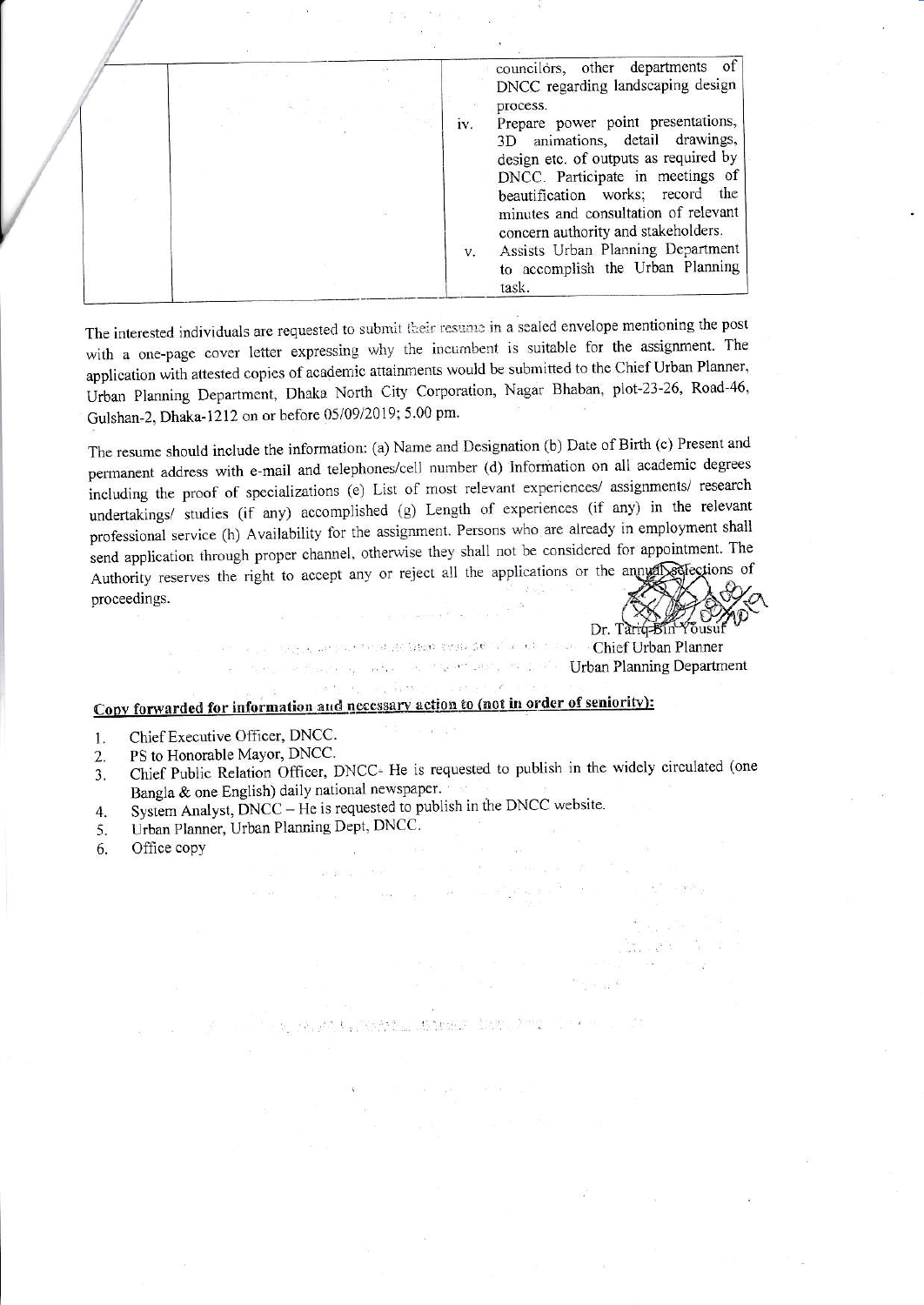| | | |
|---|---|---|
| | | councilors, other departments of DNCC regarding landscaping design process.<br>iv. Prepare power point presentations, 3D animations, detail drawings, design etc. of outputs as required by DNCC. Participate in meetings of beautification works; record the minutes and consultation of relevant concern authority and stakeholders.<br>v. Assists Urban Planning Department to accomplish the Urban Planning task. |

The interested individuals are requested to submit their resume in a sealed envelope mentioning the post with a one-page cover letter expressing why the incumbent is suitable for the assignment. The application with attested copies of academic attainments would be submitted to the Chief Urban Planner, Urban Planning Department, Dhaka North City Corporation, Nagar Bhaban, plot-23-26, Road-46, Gulshan-2, Dhaka-1212 on or before 05/09/2019; 5.00 pm.

The resume should include the information: (a) Name and Designation (b) Date of Birth (c) Present and permanent address with e-mail and telephones/cell number (d) Information on all academic degrees including the proof of specializations (e) List of most relevant experiences/ assignments/ research undertakings/ studies (if any) accomplished (g) Length of experiences (if any) in the relevant professional service (h) Availability for the assignment. Persons who are already in employment shall send application through proper channel, otherwise they shall not be considered for appointment. The Authority reserves the right to accept any or reject all the applications or the annual selections of proceedings.

Dr. Tariq Bin Yousuf
Chief Urban Planner
Urban Planning Department

**Copy forwarded for information and necessary action to (not in order of seniority):**

1. Chief Executive Officer, DNCC.
2. PS to Honorable Mayor, DNCC.
3. Chief Public Relation Officer, DNCC- He is requested to publish in the widely circulated (one Bangla & one English) daily national newspaper.
4. System Analyst, DNCC – He is requested to publish in the DNCC website.
5. Urban Planner, Urban Planning Dept, DNCC.
6. Office copy